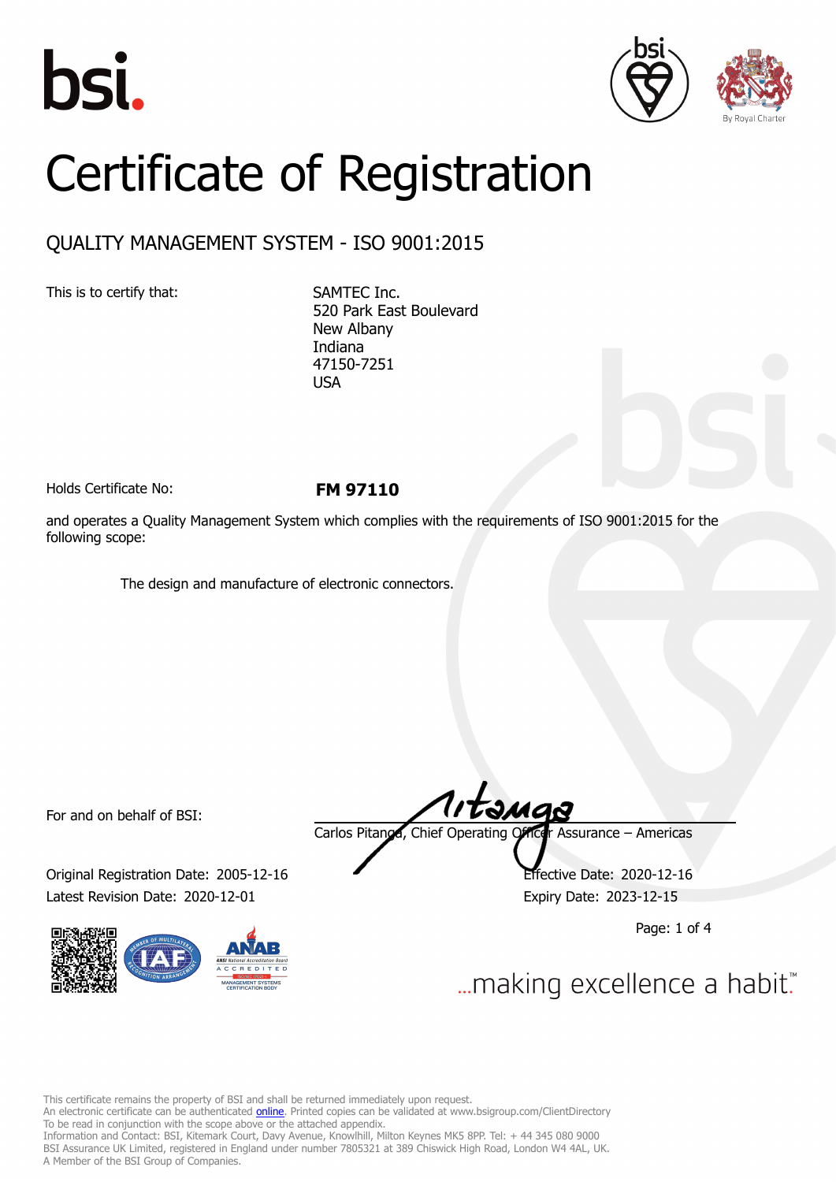# Certificate of Registration

## QUALITY MANAGEMENT SYSTEM - ISO 9001:2015

This is to certify that:

SAMTEC Inc.
520 Park East Boulevard
New Albany
Indiana
47150-7251
USA

Holds Certificate No: **FM 97110**

and operates a Quality Management System which complies with the requirements of ISO 9001:2015 for the following scope:

The design and manufacture of electronic connectors.

For and on behalf of BSI:

Carlos Pitanga, Chief Operating Officer Assurance – Americas

Original Registration Date: 2005-12-16

Effective Date: 2020-12-16

Latest Revision Date: 2020-12-01

Expiry Date: 2023-12-15

...making excellence a habit.™

This certificate remains the property of BSI and shall be returned immediately upon request.
An electronic certificate can be authenticated online. Printed copies can be validated at www.bsigroup.com/ClientDirectory
To be read in conjunction with the scope above or the attached appendix.
Information and Contact: BSI, Kitemark Court, Davy Avenue, Knowlhill, Milton Keynes MK5 8PP. Tel: + 44 345 080 9000
BSI Assurance UK Limited, registered in England under number 7805321 at 389 Chiswick High Road, London W4 4AL, UK.
A Member of the BSI Group of Companies.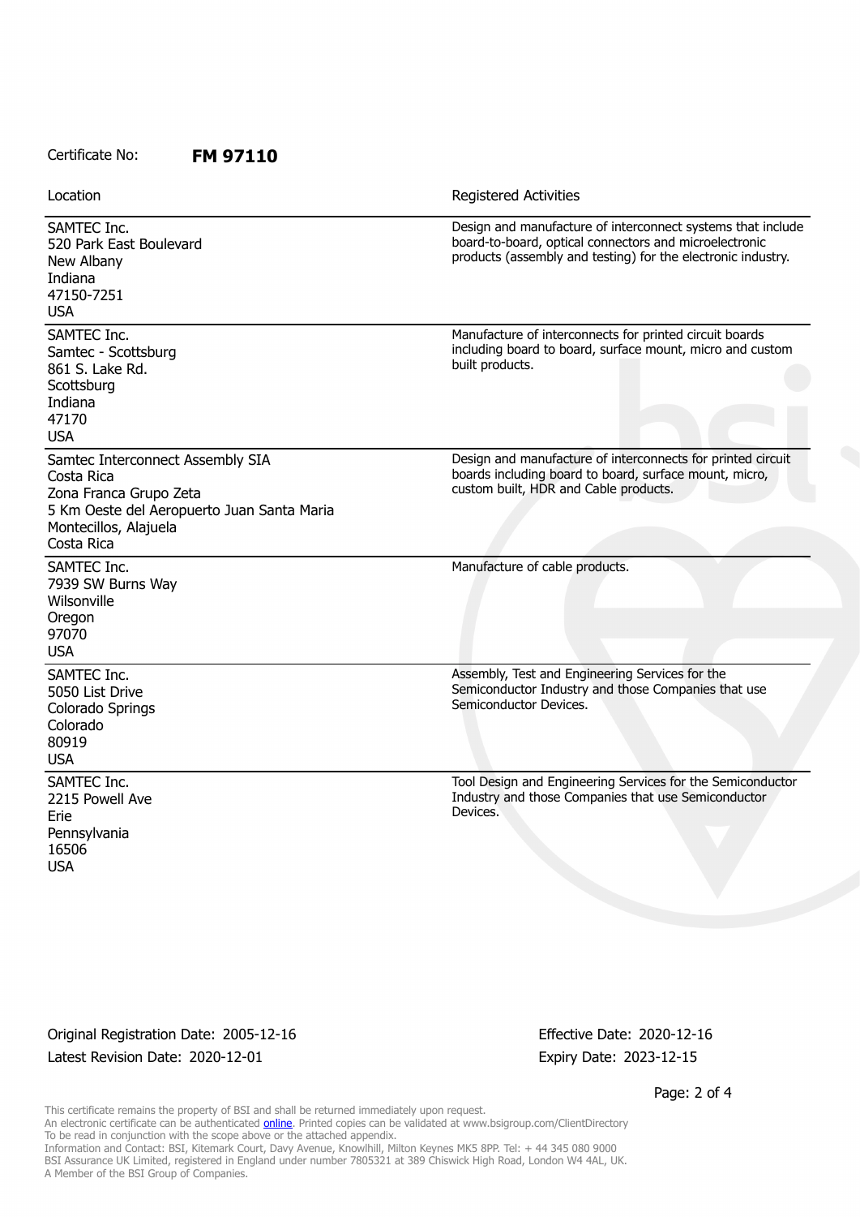Certificate No: **FM 97110**

| Location | Registered Activities |
| --- | --- |
| SAMTEC Inc.<br>520 Park East Boulevard<br>New Albany<br>Indiana<br>47150-7251<br>USA | Design and manufacture of interconnect systems that include board-to-board, optical connectors and microelectronic products (assembly and testing) for the electronic industry. |
| SAMTEC Inc.<br>Samtec - Scottsburg<br>861 S. Lake Rd.<br>Scottsburg<br>Indiana<br>47170<br>USA | Manufacture of interconnects for printed circuit boards including board to board, surface mount, micro and custom built products. |
| Samtec Interconnect Assembly SIA<br>Costa Rica<br>Zona Franca Grupo Zeta<br>5 Km Oeste del Aeropuerto Juan Santa Maria<br>Montecillos, Alajuela<br>Costa Rica | Design and manufacture of interconnects for printed circuit boards including board to board, surface mount, micro, custom built, HDR and Cable products. |
| SAMTEC Inc.<br>7939 SW Burns Way<br>Wilsonville<br>Oregon<br>97070<br>USA | Manufacture of cable products. |
| SAMTEC Inc.<br>5050 List Drive<br>Colorado Springs<br>Colorado<br>80919<br>USA | Assembly, Test and Engineering Services for the Semiconductor Industry and those Companies that use Semiconductor Devices. |
| SAMTEC Inc.<br>2215 Powell Ave<br>Erie<br>Pennsylvania<br>16506<br>USA | Tool Design and Engineering Services for the Semiconductor Industry and those Companies that use Semiconductor Devices. |

Original Registration Date: 2005-12-16

Latest Revision Date: 2020-12-01

Effective Date: 2020-12-16

Expiry Date: 2023-12-15

This certificate remains the property of BSI and shall be returned immediately upon request.
An electronic certificate can be authenticated online. Printed copies can be validated at www.bsigroup.com/ClientDirectory
To be read in conjunction with the scope above or the attached appendix.
Information and Contact: BSI, Kitemark Court, Davy Avenue, Knowlhill, Milton Keynes MK5 8PP. Tel: + 44 345 080 9000
BSI Assurance UK Limited, registered in England under number 7805321 at 389 Chiswick High Road, London W4 4AL, UK.
A Member of the BSI Group of Companies.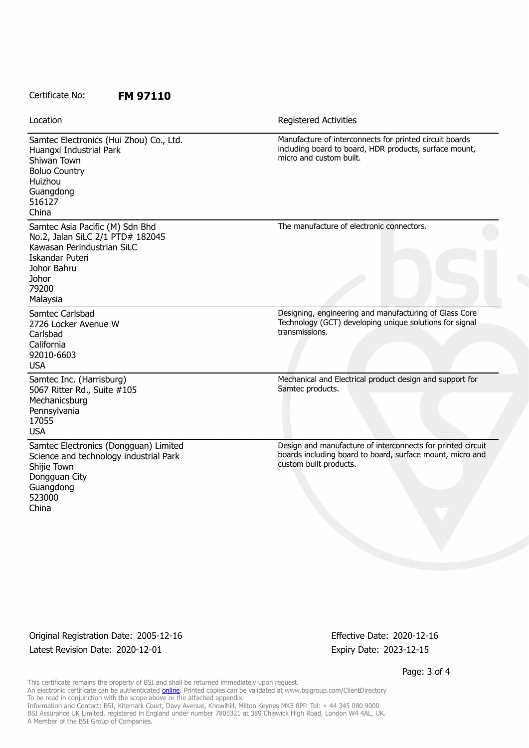Certificate No: **FM 97110**

| Location | Registered Activities |
|---|---|
| Samtec Electronics (Hui Zhou) Co., Ltd.<br>Huangxi Industrial Park<br>Shiwan Town<br>Boluo Country<br>Huizhou<br>Guangdong<br>516127<br>China | Manufacture of interconnects for printed circuit boards including board to board, HDR products, surface mount, micro and custom built. |
| Samtec Asia Pacific (M) Sdn Bhd<br>No.2, Jalan SiLC 2/1 PTD# 182045<br>Kawasan Perindustrian SiLC<br>Iskandar Puteri<br>Johor Bahru<br>Johor<br>79200<br>Malaysia | The manufacture of electronic connectors. |
| Samtec Carlsbad<br>2726 Locker Avenue W<br>Carlsbad<br>California<br>92010-6603<br>USA | Designing, engineering and manufacturing of Glass Core Technology (GCT) developing unique solutions for signal transmissions. |
| Samtec Inc. (Harrisburg)<br>5067 Ritter Rd., Suite #105<br>Mechanicsburg<br>Pennsylvania<br>17055<br>USA | Mechanical and Electrical product design and support for Samtec products. |
| Samtec Electronics (Dongguan) Limited<br>Science and technology industrial Park<br>Shijie Town<br>Dongguan City<br>Guangdong<br>523000<br>China | Design and manufacture of interconnects for printed circuit boards including board to board, surface mount, micro and custom built products. |

Original Registration Date: 2005-12-16

Latest Revision Date: 2020-12-01

Effective Date: 2020-12-16

Expiry Date: 2023-12-15

This certificate remains the property of BSI and shall be returned immediately upon request.
An electronic certificate can be authenticated online. Printed copies can be validated at www.bsigroup.com/ClientDirectory
To be read in conjunction with the scope above or the attached appendix.
Information and Contact: BSI, Kitemark Court, Davy Avenue, Knowlhill, Milton Keynes MK5 8PP. Tel: + 44 345 080 9000
BSI Assurance UK Limited, registered in England under number 7805321 at 389 Chiswick High Road, London W4 4AL, UK.
A Member of the BSI Group of Companies.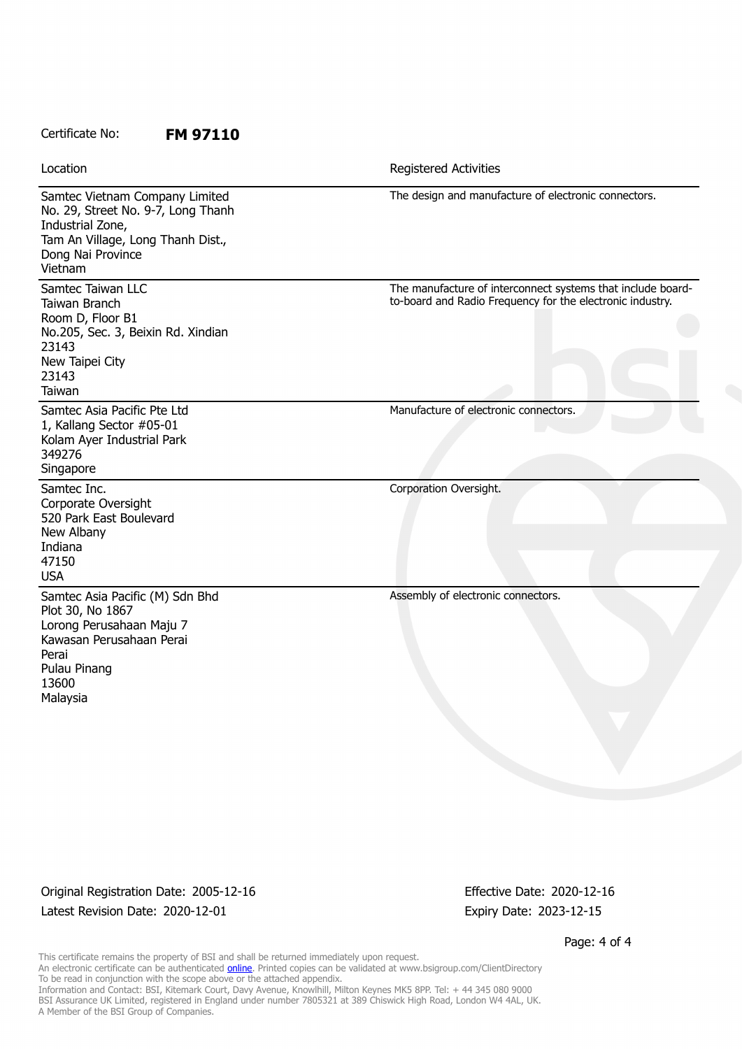Certificate No: **FM 97110**

| Location | Registered Activities |
| --- | --- |
| Samtec Vietnam Company Limited<br>No. 29, Street No. 9-7, Long Thanh Industrial Zone,<br>Tam An Village, Long Thanh Dist.,<br>Dong Nai Province<br>Vietnam | The design and manufacture of electronic connectors. |
| Samtec Taiwan LLC<br>Taiwan Branch<br>Room D, Floor B1<br>No.205, Sec. 3, Beixin Rd. Xindian<br>23143<br>New Taipei City<br>23143<br>Taiwan | The manufacture of interconnect systems that include board-to-board and Radio Frequency for the electronic industry. |
| Samtec Asia Pacific Pte Ltd<br>1, Kallang Sector #05-01<br>Kolam Ayer Industrial Park<br>349276<br>Singapore | Manufacture of electronic connectors. |
| Samtec Inc.<br>Corporate Oversight<br>520 Park East Boulevard<br>New Albany<br>Indiana<br>47150<br>USA | Corporation Oversight. |
| Samtec Asia Pacific (M) Sdn Bhd<br>Plot 30, No 1867<br>Lorong Perusahaan Maju 7<br>Kawasan Perusahaan Perai<br>Perai<br>Pulau Pinang<br>13600<br>Malaysia | Assembly of electronic connectors. |

Original Registration Date: 2005-12-16

Latest Revision Date: 2020-12-01

Effective Date: 2020-12-16

Expiry Date: 2023-12-15

This certificate remains the property of BSI and shall be returned immediately upon request.
An electronic certificate can be authenticated online. Printed copies can be validated at www.bsigroup.com/ClientDirectory
To be read in conjunction with the scope above or the attached appendix.
Information and Contact: BSI, Kitemark Court, Davy Avenue, Knowlhill, Milton Keynes MK5 8PP. Tel: + 44 345 080 9000
BSI Assurance UK Limited, registered in England under number 7805321 at 389 Chiswick High Road, London W4 4AL, UK.
A Member of the BSI Group of Companies.